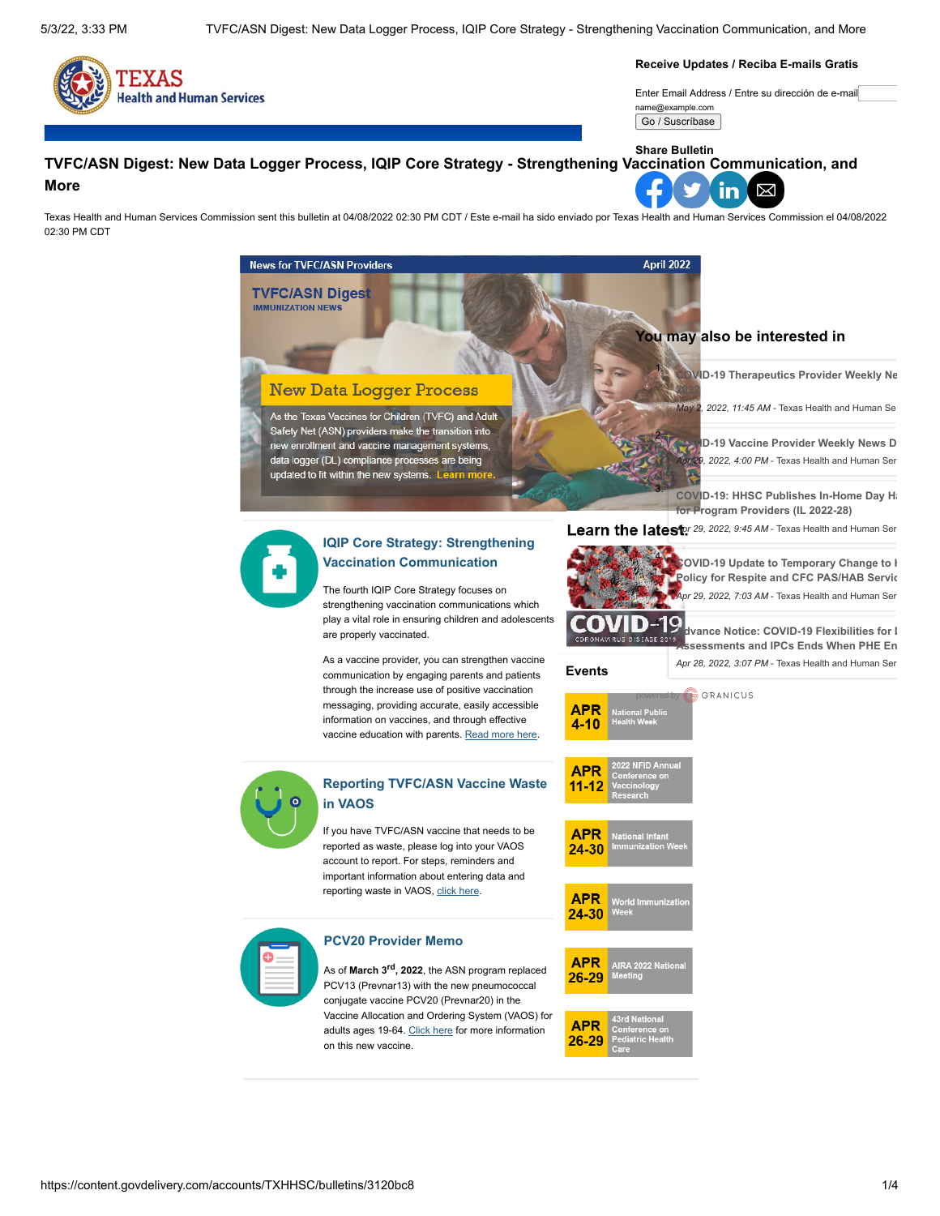Texas Health and Human Services

**Receive Updates / Reciba E-mails Gratis**

Enter Email Address / Entre su dirección de e-mail

name@example.com

Go / Suscríbase

**Share Bulletin**

# TVFC/ASN Digest: New Data Logger Process, IQIP Core Strategy - Strengthening Vaccination Communication, and More

Texas Health and Human Services Commission sent this bulletin at 04/08/2022 02:30 PM CDT / Este e-mail ha sido enviado por Texas Health and Human Services Commission el 04/08/2022 02:30 PM CDT

News for TVFC/ASN Providers — April 2022

**TVFC/ASN Digest**

IMMUNIZATION NEWS

## New Data Logger Process

As the Texas Vaccines for Children (TVFC) and Adult Safety Net (ASN) providers make the transition into new enrollment and vaccine management systems, data logger (DL) compliance processes are being updated to fit within the new systems. Learn more.

## IQIP Core Strategy: Strengthening Vaccination Communication

The fourth IQIP Core Strategy focuses on strengthening vaccination communications which play a vital role in ensuring children and adolescents are properly vaccinated.

As a vaccine provider, you can strengthen vaccine communication by engaging parents and patients through the increase use of positive vaccination messaging, providing accurate, easily accessible information on vaccines, and through effective vaccine education with parents. Read more here.

## Reporting TVFC/ASN Vaccine Waste in VAOS

If you have TVFC/ASN vaccine that needs to be reported as waste, please log into your VAOS account to report. For steps, reminders and important information about entering data and reporting waste in VAOS, click here.

## PCV20 Provider Memo

As of **March 3rd, 2022**, the ASN program replaced PCV13 (Prevnar13) with the new pneumococcal conjugate vaccine PCV20 (Prevnar20) in the Vaccine Allocation and Ordering System (VAOS) for adults ages 19-64. Click here for more information on this new vaccine.

## Learn the latest:

COVID-19 CORONAVIRUS DISEASE 2019

## Events

- **APR 4-10** — National Public Health Week
- **APR 11-12** — 2022 NFID Annual Conference on Vaccinology Research
- **APR 24-30** — National Infant Immunization Week
- **APR 24-30** — World Immunization Week
- **APR 26-29** — AIRA 2022 National Meeting
- **APR 26-29** — 43rd National Conference on Pediatric Health Care

## You may also be interested in

1. COVID-19 Therapeutics Provider Weekly Ne
   *May 2, 2022, 11:45 AM* - Texas Health and Human Se
2. COVID-19 Vaccine Provider Weekly News D
   *Apr 29, 2022, 4:00 PM* - Texas Health and Human Ser
3. COVID-19: HHSC Publishes In-Home Day Ha for Program Providers (IL 2022-28)
   *Apr 29, 2022, 9:45 AM* - Texas Health and Human Ser
4. COVID-19 Update to Temporary Change to I Policy for Respite and CFC PAS/HAB Servic
   *Apr 29, 2022, 7:03 AM* - Texas Health and Human Ser
5. Advance Notice: COVID-19 Flexibilities for I Assessments and IPCs Ends When PHE En
   *Apr 28, 2022, 3:07 PM* - Texas Health and Human Ser

powered by GRANICUS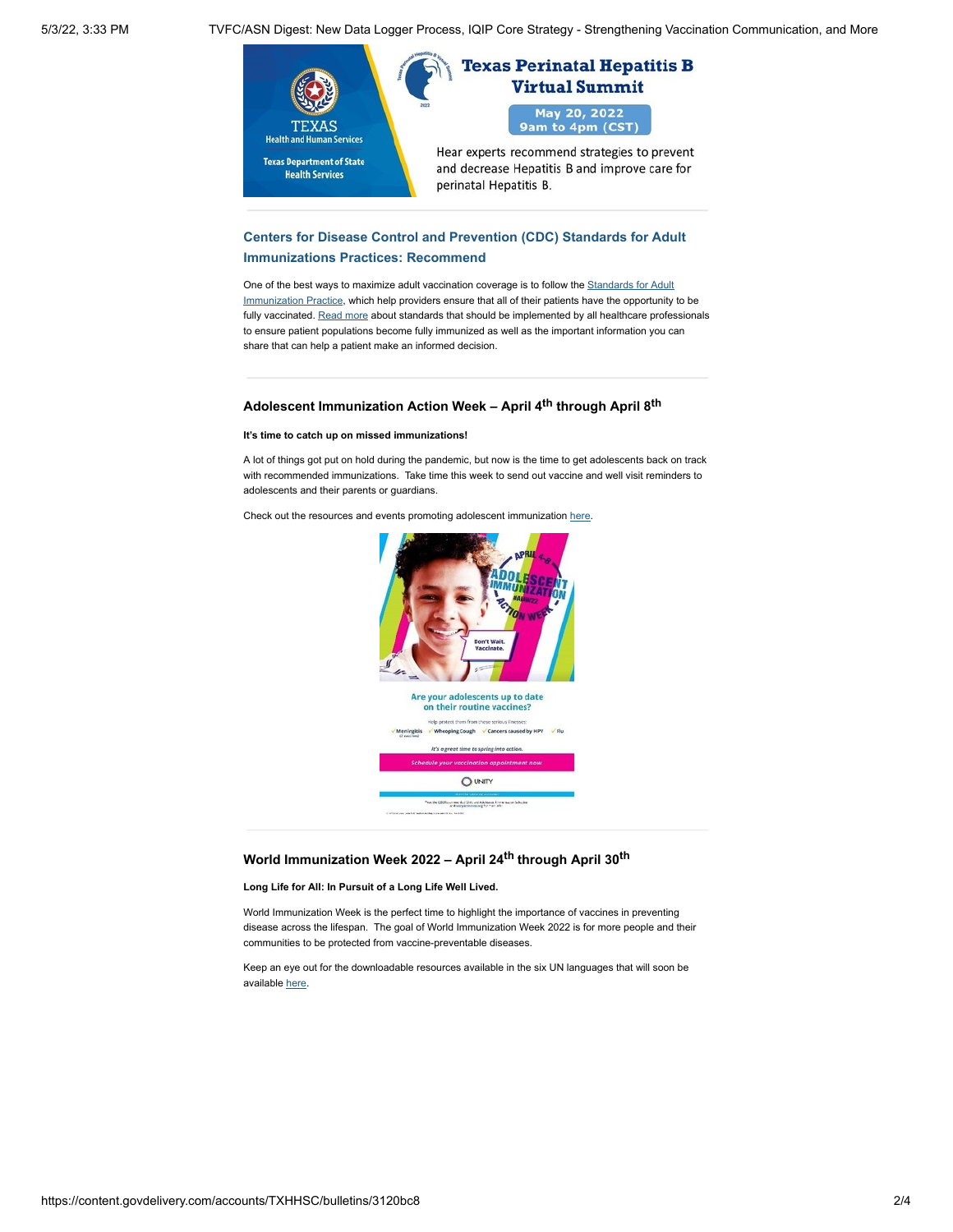## Texas Perinatal Hepatitis B Virtual Summit

May 20, 2022
9am to 4pm (CST)

Hear experts recommend strategies to prevent and decrease Hepatitis B and improve care for perinatal Hepatitis B.

---

### Centers for Disease Control and Prevention (CDC) Standards for Adult Immunizations Practices: Recommend

One of the best ways to maximize adult vaccination coverage is to follow the Standards for Adult Immunization Practice, which help providers ensure that all of their patients have the opportunity to be fully vaccinated. Read more about standards that should be implemented by all healthcare professionals to ensure patient populations become fully immunized as well as the important information you can share that can help a patient make an informed decision.

---

### Adolescent Immunization Action Week – April 4th through April 8th

**It's time to catch up on missed immunizations!**

A lot of things got put on hold during the pandemic, but now is the time to get adolescents back on track with recommended immunizations. Take time this week to send out vaccine and well visit reminders to adolescents and their parents or guardians.

Check out the resources and events promoting adolescent immunization here.

---

### World Immunization Week 2022 – April 24th through April 30th

**Long Life for All: In Pursuit of a Long Life Well Lived.**

World Immunization Week is the perfect time to highlight the importance of vaccines in preventing disease across the lifespan. The goal of World Immunization Week 2022 is for more people and their communities to be protected from vaccine-preventable diseases.

Keep an eye out for the downloadable resources available in the six UN languages that will soon be available here.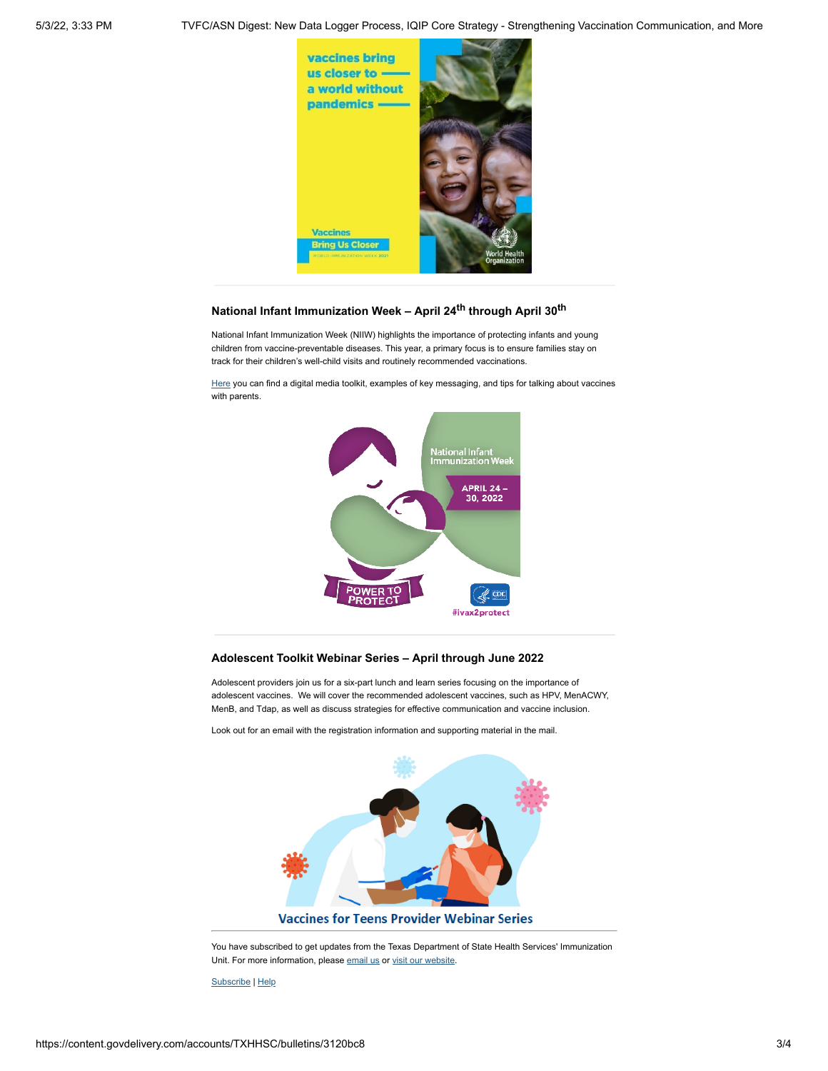## National Infant Immunization Week – April 24th through April 30th

National Infant Immunization Week (NIIW) highlights the importance of protecting infants and young children from vaccine-preventable diseases. This year, a primary focus is to ensure families stay on track for their children's well-child visits and routinely recommended vaccinations.

Here you can find a digital media toolkit, examples of key messaging, and tips for talking about vaccines with parents.

## Adolescent Toolkit Webinar Series – April through June 2022

Adolescent providers join us for a six-part lunch and learn series focusing on the importance of adolescent vaccines. We will cover the recommended adolescent vaccines, such as HPV, MenACWY, MenB, and Tdap, as well as discuss strategies for effective communication and vaccine inclusion.

Look out for an email with the registration information and supporting material in the mail.

You have subscribed to get updates from the Texas Department of State Health Services' Immunization Unit. For more information, please email us or visit our website.

Subscribe | Help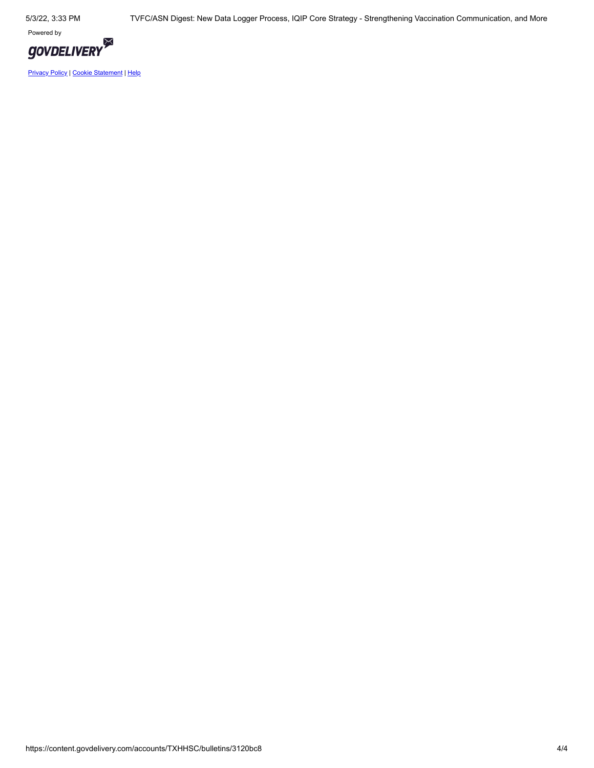Powered by

GOVDELIVERY

Privacy Policy | Cookie Statement | Help